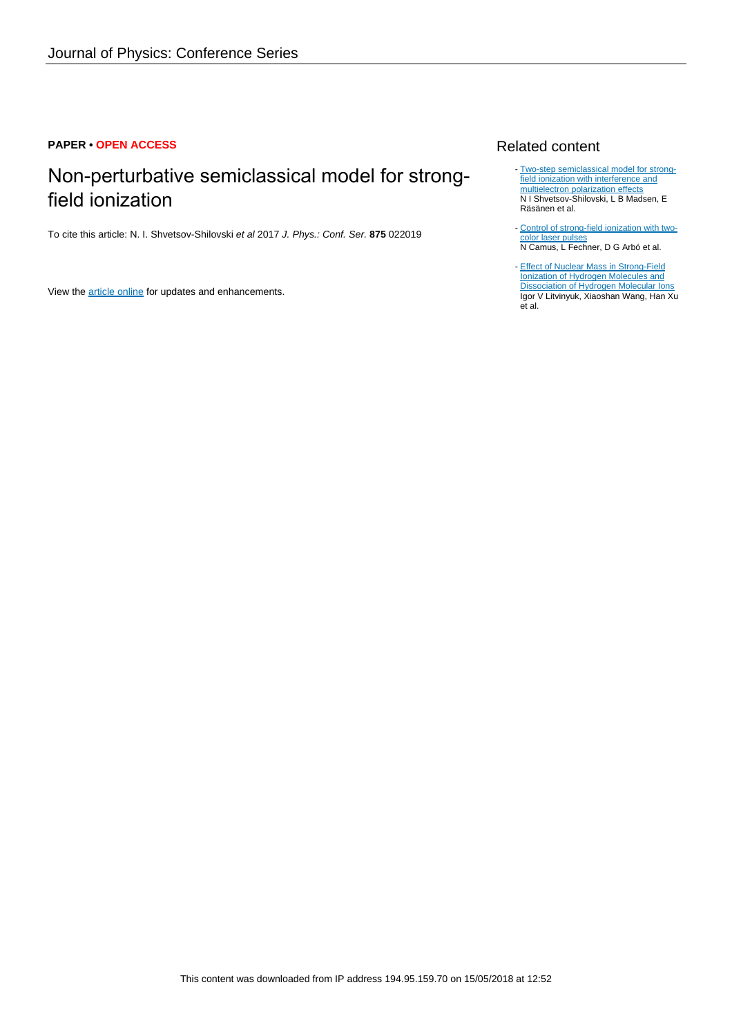Journal of Physics: Conference Series

**PAPER • OPEN ACCESS**

# Non-perturbative semiclassical model for strong-field ionization

To cite this article: N. I. Shvetsov-Shilovski *et al* 2017 *J. Phys.: Conf. Ser.* **875** 022019

View the article online for updates and enhancements.

## Related content

- Two-step semiclassical model for strong-field ionization with interference and multielectron polarization effects
N I Shvetsov-Shilovski, L B Madsen, E Räsänen et al.

- Control of strong-field ionization with two-color laser pulses
N Camus, L Fechner, D G Arbó et al.

- Effect of Nuclear Mass in Strong-Field Ionization of Hydrogen Molecules and Dissociation of Hydrogen Molecular Ions
Igor V Litvinyuk, Xiaoshan Wang, Han Xu et al.

This content was downloaded from IP address 194.95.159.70 on 15/05/2018 at 12:52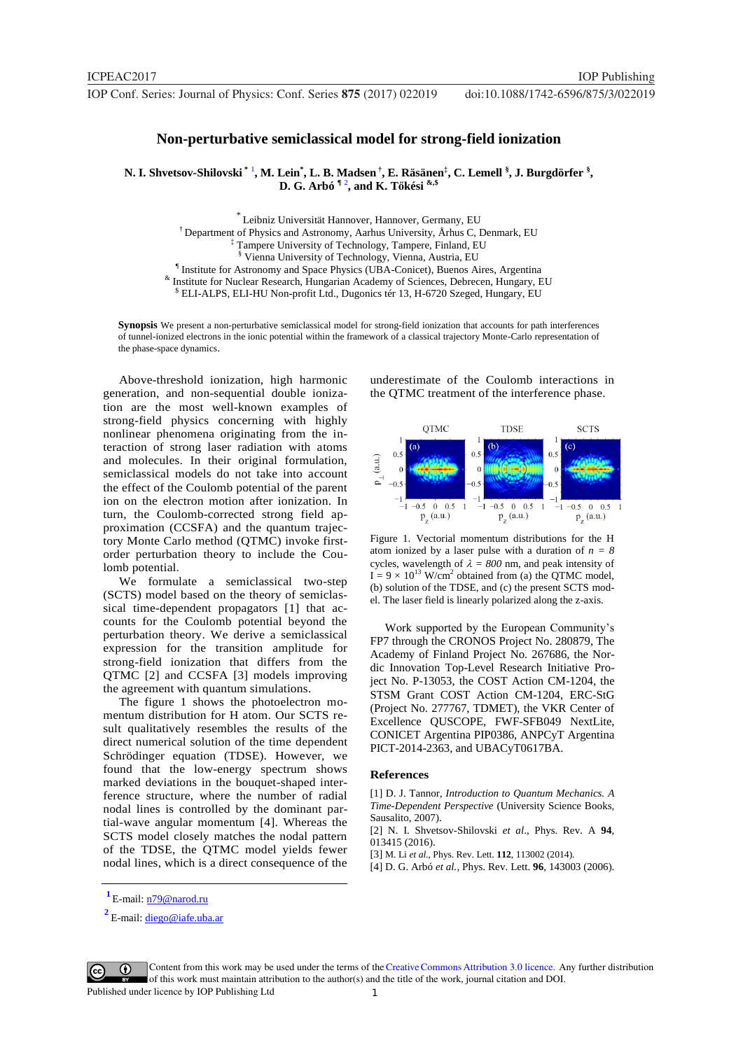# Non-perturbative semiclassical model for strong-field ionization

**N. I. Shvetsov-Shilovski** [*] [1], **M. Lein**[*], **L. B. Madsen** [†], **E. Räsänen**[‡], **C. Lemell** [§], **J. Burgdörfer** [§], **D. G. Arbó** [¶] [2], and **K. Tőkési** [&,$]

[*] Leibniz Universität Hannover, Hannover, Germany, EU
[†] Department of Physics and Astronomy, Aarhus University, Århus C, Denmark, EU
[‡] Tampere University of Technology, Tampere, Finland, EU
[§] Vienna University of Technology, Vienna, Austria, EU
[¶] Institute for Astronomy and Space Physics (UBA-Conicet), Buenos Aires, Argentina
[&] Institute for Nuclear Research, Hungarian Academy of Sciences, Debrecen, Hungary, EU
[$] ELI-ALPS, ELI-HU Non-profit Ltd., Dugonics tér 13, H-6720 Szeged, Hungary, EU

**Synopsis** We present a non-perturbative semiclassical model for strong-field ionization that accounts for path interferences of tunnel-ionized electrons in the ionic potential within the framework of a classical trajectory Monte-Carlo representation of the phase-space dynamics.

Above-threshold ionization, high harmonic generation, and non-sequential double ionization are the most well-known examples of strong-field physics concerning with highly nonlinear phenomena originating from the interaction of strong laser radiation with atoms and molecules. In their original formulation, semiclassical models do not take into account the effect of the Coulomb potential of the parent ion on the electron motion after ionization. In turn, the Coulomb-corrected strong field approximation (CCSFA) and the quantum trajectory Monte Carlo method (QTMC) invoke first-order perturbation theory to include the Coulomb potential.

We formulate a semiclassical two-step (SCTS) model based on the theory of semiclassical time-dependent propagators [1] that accounts for the Coulomb potential beyond the perturbation theory. We derive a semiclassical expression for the transition amplitude for strong-field ionization that differs from the QTMC [2] and CCSFA [3] models improving the agreement with quantum simulations.

The figure 1 shows the photoelectron momentum distribution for H atom. Our SCTS result qualitatively resembles the results of the direct numerical solution of the time dependent Schrödinger equation (TDSE). However, we found that the low-energy spectrum shows marked deviations in the bouquet-shaped interference structure, where the number of radial nodal lines is controlled by the dominant partial-wave angular momentum [4]. Whereas the SCTS model closely matches the nodal pattern of the TDSE, the QTMC model yields fewer nodal lines, which is a direct consequence of the underestimate of the Coulomb interactions in the QTMC treatment of the interference phase.

QTMC
TDSE
SCTS
(a)
(b)
(c)
$p_\perp$ (a.u.)
$p_z$ (a.u.)
1
0.5
0
−0.5
−1
−1 −0.5 0 0.5 1

Figure 1. Vectorial momentum distributions for the H atom ionized by a laser pulse with a duration of $n = 8$ cycles, wavelength of $\lambda = 800$ nm, and peak intensity of $I = 9 \times 10^{13}$ W/cm$^2$ obtained from (a) the QTMC model, (b) solution of the TDSE, and (c) the present SCTS model. The laser field is linearly polarized along the z-axis.

Work supported by the European Community's FP7 through the CRONOS Project No. 280879, The Academy of Finland Project No. 267686, the Nordic Innovation Top-Level Research Initiative Project No. P-13053, the COST Action CM-1204, the STSM Grant COST Action CM-1204, ERC-StG (Project No. 277767, TDMET), the VKR Center of Excellence QUSCOPE, FWF-SFB049 NextLite, CONICET Argentina PIP0386, ANPCyT Argentina PICT-2014-2363, and UBACyT0617BA.

## References

[1] D. J. Tannor, *Introduction to Quantum Mechanics. A Time-Dependent Perspective* (University Science Books, Sausalito, 2007).
[2] N. I. Shvetsov-Shilovski *et al.*, Phys. Rev. A **94**, 013415 (2016).
[3] M. Li *et al.*, Phys. Rev. Lett. **112**, 113002 (2014).
[4] D. G. Arbó *et al.*, Phys. Rev. Lett. **96**, 143003 (2006).

[1] E-mail: n79@narod.ru

[2] E-mail: diego@iafe.uba.ar

Content from this work may be used under the terms of the Creative Commons Attribution 3.0 licence. Any further distribution of this work must maintain attribution to the author(s) and the title of the work, journal citation and DOI.
Published under licence by IOP Publishing Ltd